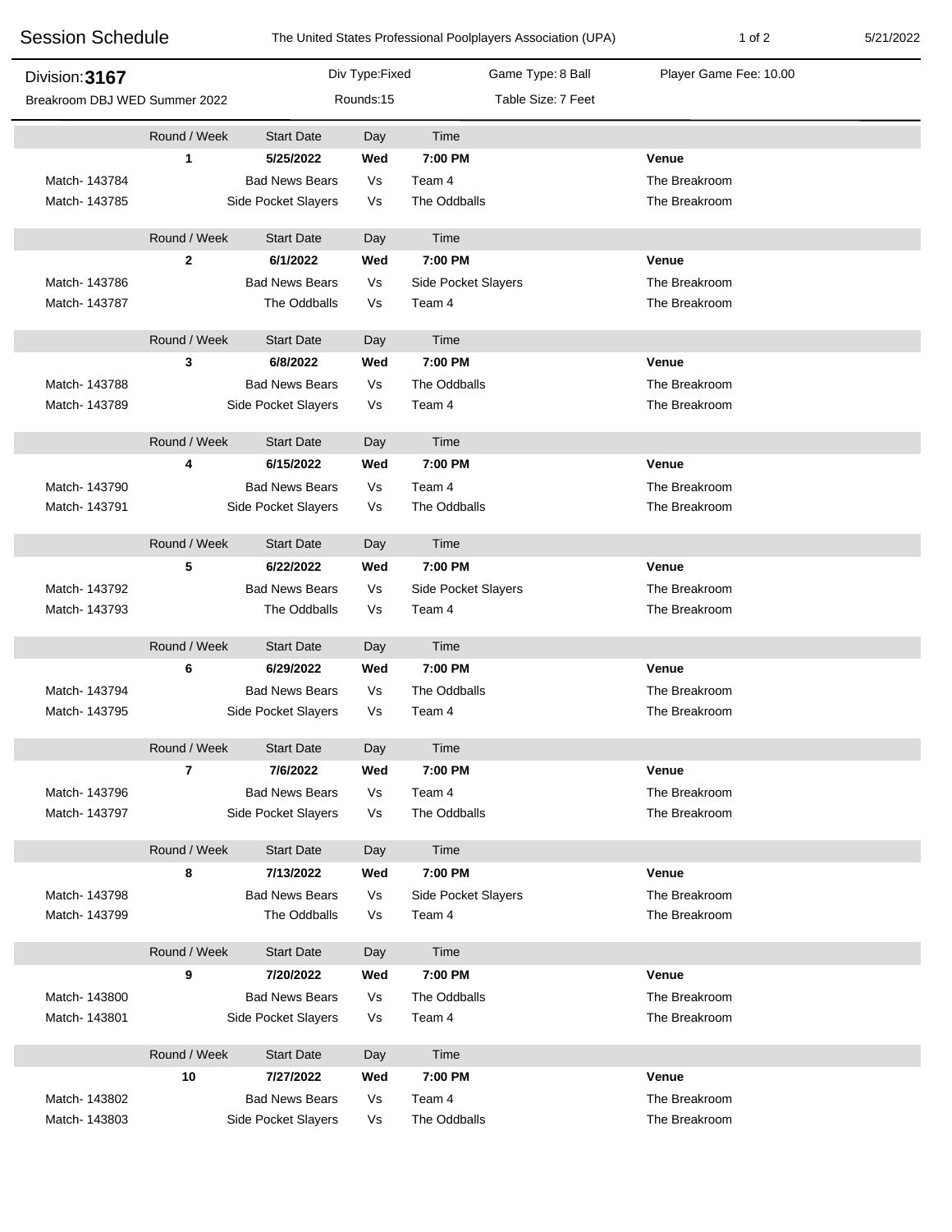# Session Schedule

The United States Professional Poolplayers Association (UPA)

**Division: 3167**

Breakroom DBJ WED Summer 2022

Div Type:Fixed

Rounds:15

Game Type: 8 Ball

Table Size: 7 Feet

Player Game Fee: 10.00

| | Round / Week | Start Date | Day | Time | Venue |
|---|---|---|---|---|---|
| | **1** | **5/25/2022** | **Wed** | **7:00 PM** | **Venue** |
| Match- 143784 | | Bad News Bears | Vs | Team 4 | The Breakroom |
| Match- 143785 | | Side Pocket Slayers | Vs | The Oddballs | The Breakroom |
| | **2** | **6/1/2022** | **Wed** | **7:00 PM** | **Venue** |
| Match- 143786 | | Bad News Bears | Vs | Side Pocket Slayers | The Breakroom |
| Match- 143787 | | The Oddballs | Vs | Team 4 | The Breakroom |
| | **3** | **6/8/2022** | **Wed** | **7:00 PM** | **Venue** |
| Match- 143788 | | Bad News Bears | Vs | The Oddballs | The Breakroom |
| Match- 143789 | | Side Pocket Slayers | Vs | Team 4 | The Breakroom |
| | **4** | **6/15/2022** | **Wed** | **7:00 PM** | **Venue** |
| Match- 143790 | | Bad News Bears | Vs | Team 4 | The Breakroom |
| Match- 143791 | | Side Pocket Slayers | Vs | The Oddballs | The Breakroom |
| | **5** | **6/22/2022** | **Wed** | **7:00 PM** | **Venue** |
| Match- 143792 | | Bad News Bears | Vs | Side Pocket Slayers | The Breakroom |
| Match- 143793 | | The Oddballs | Vs | Team 4 | The Breakroom |
| | **6** | **6/29/2022** | **Wed** | **7:00 PM** | **Venue** |
| Match- 143794 | | Bad News Bears | Vs | The Oddballs | The Breakroom |
| Match- 143795 | | Side Pocket Slayers | Vs | Team 4 | The Breakroom |
| | **7** | **7/6/2022** | **Wed** | **7:00 PM** | **Venue** |
| Match- 143796 | | Bad News Bears | Vs | Team 4 | The Breakroom |
| Match- 143797 | | Side Pocket Slayers | Vs | The Oddballs | The Breakroom |
| | **8** | **7/13/2022** | **Wed** | **7:00 PM** | **Venue** |
| Match- 143798 | | Bad News Bears | Vs | Side Pocket Slayers | The Breakroom |
| Match- 143799 | | The Oddballs | Vs | Team 4 | The Breakroom |
| | **9** | **7/20/2022** | **Wed** | **7:00 PM** | **Venue** |
| Match- 143800 | | Bad News Bears | Vs | The Oddballs | The Breakroom |
| Match- 143801 | | Side Pocket Slayers | Vs | Team 4 | The Breakroom |
| | **10** | **7/27/2022** | **Wed** | **7:00 PM** | **Venue** |
| Match- 143802 | | Bad News Bears | Vs | Team 4 | The Breakroom |
| Match- 143803 | | Side Pocket Slayers | Vs | The Oddballs | The Breakroom |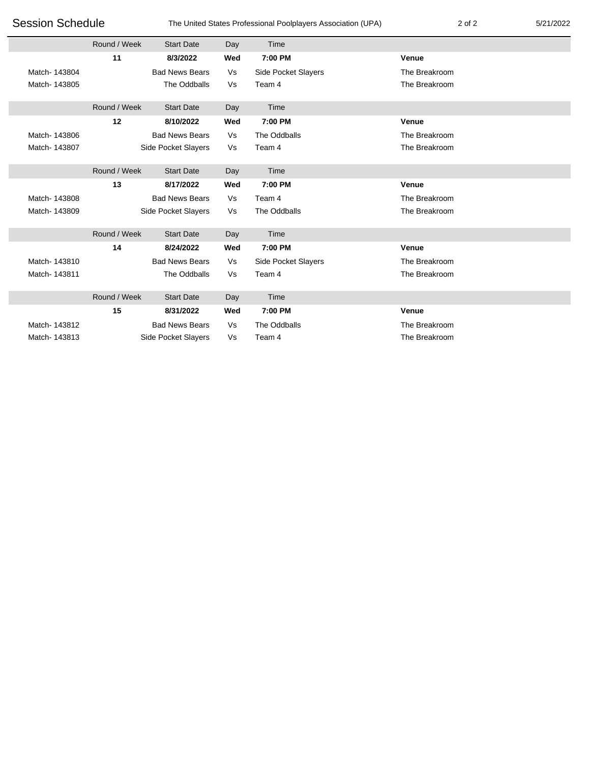# Session Schedule

The United States Professional Poolplayers Association (UPA)

| | Round / Week | Start Date | Day | Time | |
|---|---|---|---|---|---|
| | **11** | **8/3/2022** | **Wed** | **7:00 PM** | **Venue** |
| Match- 143804 | | Bad News Bears | Vs | Side Pocket Slayers | The Breakroom |
| Match- 143805 | | The Oddballs | Vs | Team 4 | The Breakroom |

| | Round / Week | Start Date | Day | Time | |
|---|---|---|---|---|---|
| | **12** | **8/10/2022** | **Wed** | **7:00 PM** | **Venue** |
| Match- 143806 | | Bad News Bears | Vs | The Oddballs | The Breakroom |
| Match- 143807 | | Side Pocket Slayers | Vs | Team 4 | The Breakroom |

| | Round / Week | Start Date | Day | Time | |
|---|---|---|---|---|---|
| | **13** | **8/17/2022** | **Wed** | **7:00 PM** | **Venue** |
| Match- 143808 | | Bad News Bears | Vs | Team 4 | The Breakroom |
| Match- 143809 | | Side Pocket Slayers | Vs | The Oddballs | The Breakroom |

| | Round / Week | Start Date | Day | Time | |
|---|---|---|---|---|---|
| | **14** | **8/24/2022** | **Wed** | **7:00 PM** | **Venue** |
| Match- 143810 | | Bad News Bears | Vs | Side Pocket Slayers | The Breakroom |
| Match- 143811 | | The Oddballs | Vs | Team 4 | The Breakroom |

| | Round / Week | Start Date | Day | Time | |
|---|---|---|---|---|---|
| | **15** | **8/31/2022** | **Wed** | **7:00 PM** | **Venue** |
| Match- 143812 | | Bad News Bears | Vs | The Oddballs | The Breakroom |
| Match- 143813 | | Side Pocket Slayers | Vs | Team 4 | The Breakroom |